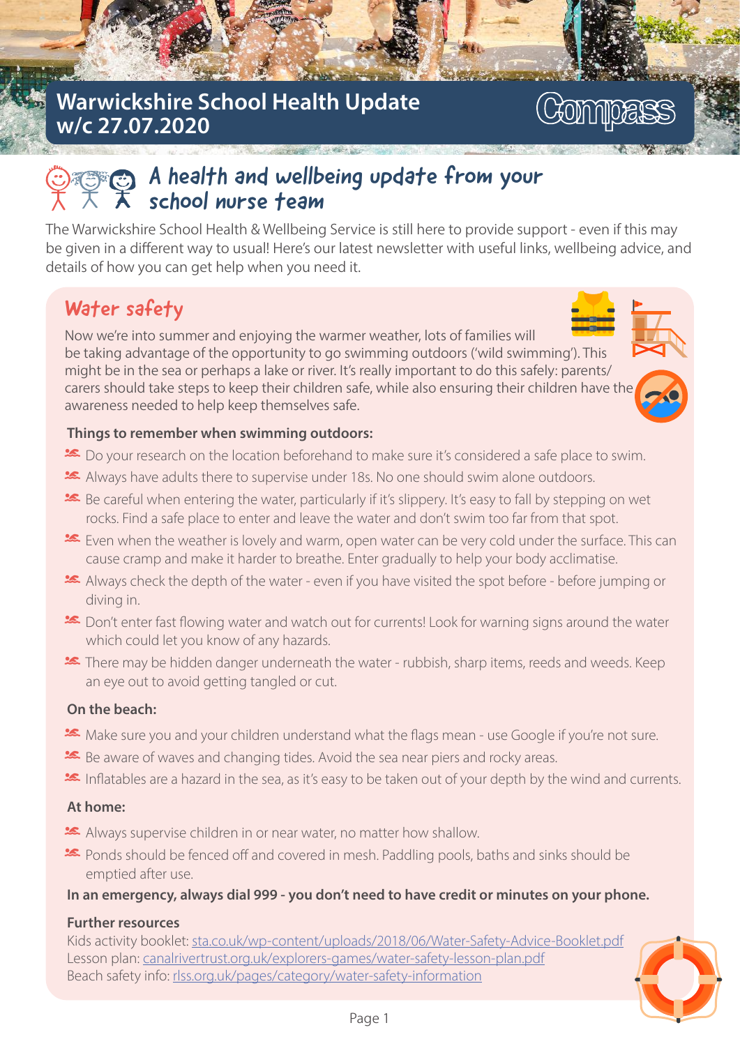# Warwickshire School Health Update w/c 27.07.2020

Compass

## A health and wellbeing update from your school nurse team

The Warwickshire School Health & Wellbeing Service is still here to provide support - even if this may be given in a different way to usual! Here's our latest newsletter with useful links, wellbeing advice, and details of how you can get help when you need it.

## Water safety

Now we're into summer and enjoying the warmer weather, lots of families will be taking advantage of the opportunity to go swimming outdoors ('wild swimming'). This might be in the sea or perhaps a lake or river. It's really important to do this safely: parents/carers should take steps to keep their children safe, while also ensuring their children have the awareness needed to help keep themselves safe.

**Things to remember when swimming outdoors:**

- Do your research on the location beforehand to make sure it's considered a safe place to swim.
- Always have adults there to supervise under 18s. No one should swim alone outdoors.
- Be careful when entering the water, particularly if it's slippery. It's easy to fall by stepping on wet rocks. Find a safe place to enter and leave the water and don't swim too far from that spot.
- Even when the weather is lovely and warm, open water can be very cold under the surface. This can cause cramp and make it harder to breathe. Enter gradually to help your body acclimatise.
- Always check the depth of the water - even if you have visited the spot before - before jumping or diving in.
- Don't enter fast flowing water and watch out for currents! Look for warning signs around the water which could let you know of any hazards.
- There may be hidden danger underneath the water - rubbish, sharp items, reeds and weeds. Keep an eye out to avoid getting tangled or cut.

**On the beach:**

- Make sure you and your children understand what the flags mean - use Google if you're not sure.
- Be aware of waves and changing tides. Avoid the sea near piers and rocky areas.
- Inflatables are a hazard in the sea, as it's easy to be taken out of your depth by the wind and currents.

**At home:**

- Always supervise children in or near water, no matter how shallow.
- Ponds should be fenced off and covered in mesh. Paddling pools, baths and sinks should be emptied after use.

**In an emergency, always dial 999 - you don't need to have credit or minutes on your phone.**

**Further resources**

Kids activity booklet: sta.co.uk/wp-content/uploads/2018/06/Water-Safety-Advice-Booklet.pdf
Lesson plan: canalrivertrust.org.uk/explorers-games/water-safety-lesson-plan.pdf
Beach safety info: rlss.org.uk/pages/category/water-safety-information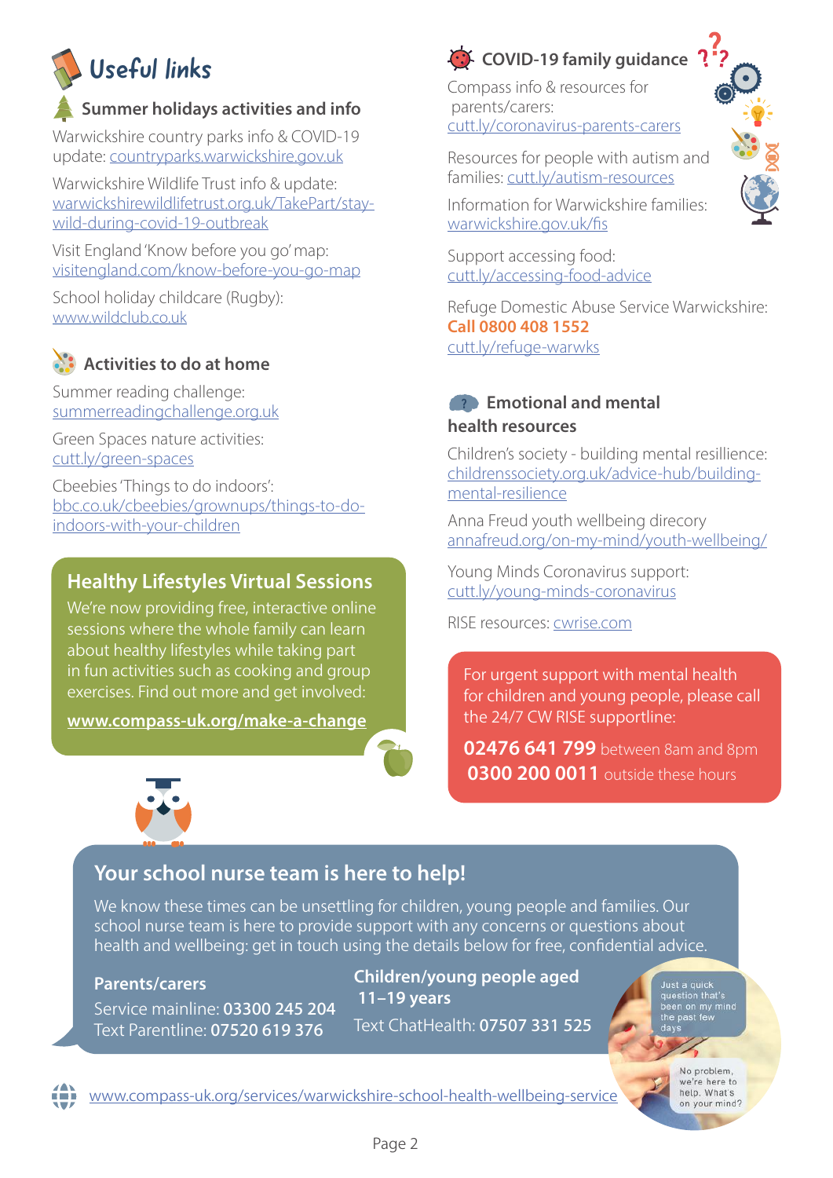# Useful links

## Summer holidays activities and info

Warwickshire country parks info & COVID-19 update: countryparks.warwickshire.gov.uk

Warwickshire Wildlife Trust info & update: warwickshirewildlifetrust.org.uk/TakePart/stay-wild-during-covid-19-outbreak

Visit England 'Know before you go' map: visitengland.com/know-before-you-go-map

School holiday childcare (Rugby): www.wildclub.co.uk

## Activities to do at home

Summer reading challenge: summerreadingchallenge.org.uk

Green Spaces nature activities: cutt.ly/green-spaces

Cbeebies 'Things to do indoors': bbc.co.uk/cbeebies/grownups/things-to-do-indoors-with-your-children

## Healthy Lifestyles Virtual Sessions

We're now providing free, interactive online sessions where the whole family can learn about healthy lifestyles while taking part in fun activities such as cooking and group exercises. Find out more and get involved:

**www.compass-uk.org/make-a-change**

## COVID-19 family guidance

Compass info & resources for parents/carers: cutt.ly/coronavirus-parents-carers

Resources for people with autism and families: cutt.ly/autism-resources

Information for Warwickshire families: warwickshire.gov.uk/fis

Support accessing food: cutt.ly/accessing-food-advice

Refuge Domestic Abuse Service Warwickshire: **Call 0800 408 1552** cutt.ly/refuge-warwks

## Emotional and mental health resources

Children's society - building mental resillience: childrenssociety.org.uk/advice-hub/building-mental-resilience

Anna Freud youth wellbeing direcory annafreud.org/on-my-mind/youth-wellbeing/

Young Minds Coronavirus support: cutt.ly/young-minds-coronavirus

RISE resources: cwrise.com

For urgent support with mental health for children and young people, please call the 24/7 CW RISE supportline:

**02476 641 799** between 8am and 8pm
**0300 200 0011** outside these hours

## Your school nurse team is here to help!

We know these times can be unsettling for children, young people and families. Our school nurse team is here to provide support with any concerns or questions about health and wellbeing: get in touch using the details below for free, confidential advice.

**Parents/carers**

Service mainline: **03300 245 204**
Text Parentline: **07520 619 376**

**Children/young people aged 11–19 years**

Text ChatHealth: **07507 331 525**

Just a quick question that's been on my mind the past few days

No problem, we're here to help. What's on your mind?

www.compass-uk.org/services/warwickshire-school-health-wellbeing-service